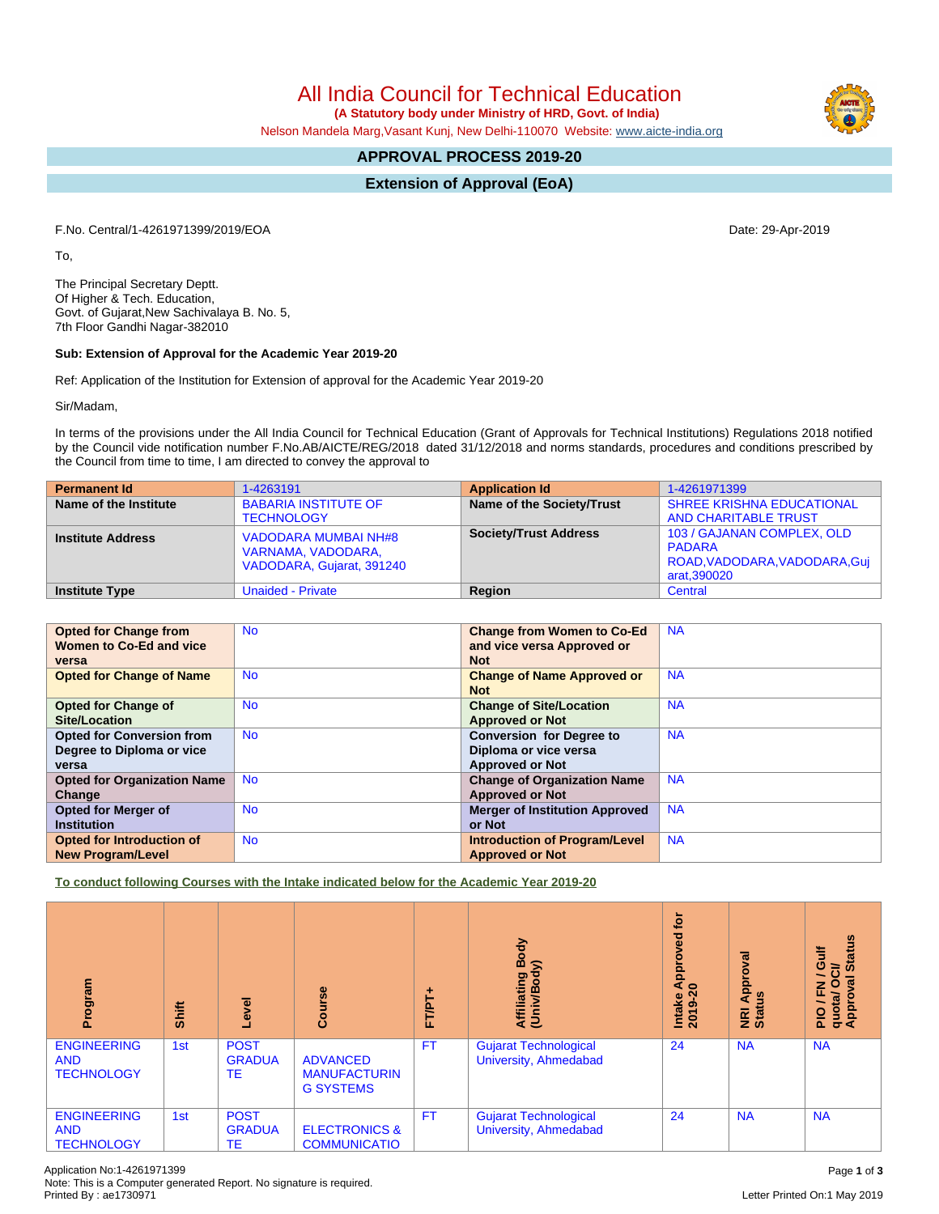# All India Council for Technical Education

**(A Statutory body under Ministry of HRD, Govt. of India)**

Nelson Mandela Marg,Vasant Kunj, New Delhi-110070 Website: www.aicte-india.org

## APPROVAL PROCESS 2019-20

## Extension of Approval (EoA)

F.No. Central/1-4261971399/2019/EOA

Date: 29-Apr-2019

To,

The Principal Secretary Deptt.
Of Higher & Tech. Education,
Govt. of Gujarat,New Sachivalaya B. No. 5,
7th Floor Gandhi Nagar-382010

**Sub: Extension of Approval for the Academic Year 2019-20**

Ref: Application of the Institution for Extension of approval for the Academic Year 2019-20

Sir/Madam,

In terms of the provisions under the All India Council for Technical Education (Grant of Approvals for Technical Institutions) Regulations 2018 notified by the Council vide notification number F.No.AB/AICTE/REG/2018 dated 31/12/2018 and norms standards, procedures and conditions prescribed by the Council from time to time, I am directed to convey the approval to

| **Permanent Id** | 1-4263191 | **Application Id** | 1-4261971399 |
|---|---|---|---|
| **Name of the Institute** | BABARIA INSTITUTE OF TECHNOLOGY | **Name of the Society/Trust** | SHREE KRISHNA EDUCATIONAL AND CHARITABLE TRUST |
| **Institute Address** | VADODARA MUMBAI NH#8 VARNAMA, VADODARA, VADODARA, Gujarat, 391240 | **Society/Trust Address** | 103 / GAJANAN COMPLEX, OLD PADARA ROAD,VADODARA,VADODARA,Gujarat,390020 |
| **Institute Type** | Unaided - Private | **Region** | Central |

| **Opted for Change from Women to Co-Ed and vice versa** | No | **Change from Women to Co-Ed and vice versa Approved or Not** | NA |
|---|---|---|---|
| **Opted for Change of Name** | No | **Change of Name Approved or Not** | NA |
| **Opted for Change of Site/Location** | No | **Change of Site/Location Approved or Not** | NA |
| **Opted for Conversion from Degree to Diploma or vice versa** | No | **Conversion for Degree to Diploma or vice versa Approved or Not** | NA |
| **Opted for Organization Name Change** | No | **Change of Organization Name Approved or Not** | NA |
| **Opted for Merger of Institution** | No | **Merger of Institution Approved or Not** | NA |
| **Opted for Introduction of New Program/Level** | No | **Introduction of Program/Level Approved or Not** | NA |

**To conduct following Courses with the Intake indicated below for the Academic Year 2019-20**

| Program | Shift | Level | Course | FT/PT+ | Affiliating Body (Univ/Body) | Intake Approved for 2019-20 | NRI Approval Status | PIO / FN / Gulf quota/ OCI/ Approval Status |
|---|---|---|---|---|---|---|---|---|
| ENGINEERING AND TECHNOLOGY | 1st | POST GRADUATE | ADVANCED MANUFACTURING SYSTEMS | FT | Gujarat Technological University, Ahmedabad | 24 | NA | NA |
| ENGINEERING AND TECHNOLOGY | 1st | POST GRADUATE | ELECTRONICS & COMMUNICATIO | FT | Gujarat Technological University, Ahmedabad | 24 | NA | NA |

Application No:1-4261971399
Note: This is a Computer generated Report. No signature is required.
Printed By : ae1730971

Letter Printed On:1 May 2019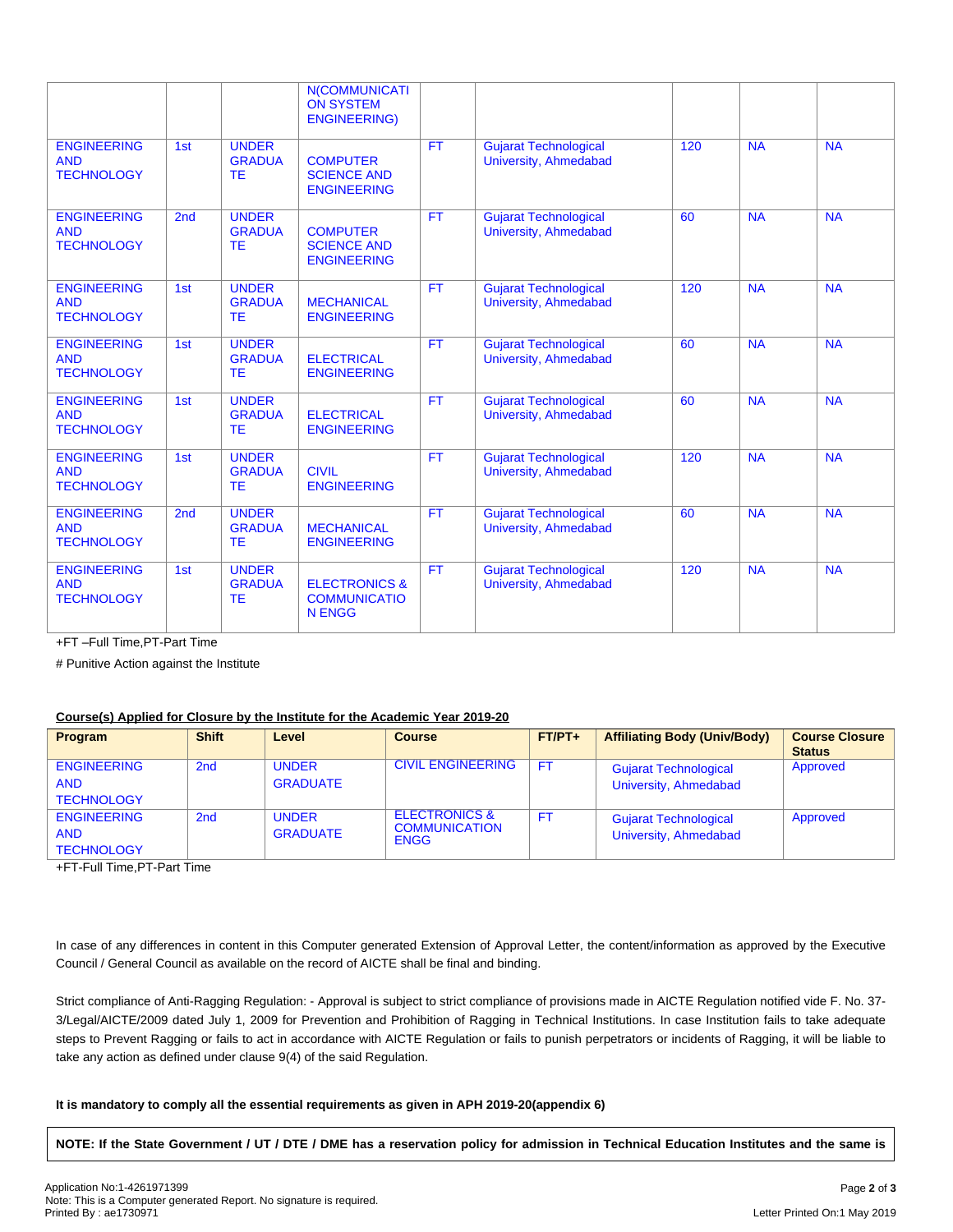| | | | N(COMMUNICATION SYSTEM ENGINEERING) | | | | | |
|---|---|---|---|---|---|---|---|---|
| ENGINEERING AND TECHNOLOGY | 1st | UNDER GRADUATE | COMPUTER SCIENCE AND ENGINEERING | FT | Gujarat Technological University, Ahmedabad | 120 | NA | NA |
| ENGINEERING AND TECHNOLOGY | 2nd | UNDER GRADUATE | COMPUTER SCIENCE AND ENGINEERING | FT | Gujarat Technological University, Ahmedabad | 60 | NA | NA |
| ENGINEERING AND TECHNOLOGY | 1st | UNDER GRADUATE | MECHANICAL ENGINEERING | FT | Gujarat Technological University, Ahmedabad | 120 | NA | NA |
| ENGINEERING AND TECHNOLOGY | 1st | UNDER GRADUATE | ELECTRICAL ENGINEERING | FT | Gujarat Technological University, Ahmedabad | 60 | NA | NA |
| ENGINEERING AND TECHNOLOGY | 1st | UNDER GRADUATE | ELECTRICAL ENGINEERING | FT | Gujarat Technological University, Ahmedabad | 60 | NA | NA |
| ENGINEERING AND TECHNOLOGY | 1st | UNDER GRADUATE | CIVIL ENGINEERING | FT | Gujarat Technological University, Ahmedabad | 120 | NA | NA |
| ENGINEERING AND TECHNOLOGY | 2nd | UNDER GRADUATE | MECHANICAL ENGINEERING | FT | Gujarat Technological University, Ahmedabad | 60 | NA | NA |
| ENGINEERING AND TECHNOLOGY | 1st | UNDER GRADUATE | ELECTRONICS & COMMUNICATION ENGG | FT | Gujarat Technological University, Ahmedabad | 120 | NA | NA |

+FT –Full Time,PT-Part Time

# Punitive Action against the Institute

**Course(s) Applied for Closure by the Institute for the Academic Year 2019-20**

| Program | Shift | Level | Course | FT/PT+ | Affiliating Body (Univ/Body) | Course Closure Status |
|---|---|---|---|---|---|---|
| ENGINEERING AND TECHNOLOGY | 2nd | UNDER GRADUATE | CIVIL ENGINEERING | FT | Gujarat Technological University, Ahmedabad | Approved |
| ENGINEERING AND TECHNOLOGY | 2nd | UNDER GRADUATE | ELECTRONICS & COMMUNICATION ENGG | FT | Gujarat Technological University, Ahmedabad | Approved |

+FT-Full Time,PT-Part Time

In case of any differences in content in this Computer generated Extension of Approval Letter, the content/information as approved by the Executive Council / General Council as available on the record of AICTE shall be final and binding.

Strict compliance of Anti-Ragging Regulation: - Approval is subject to strict compliance of provisions made in AICTE Regulation notified vide F. No. 37-3/Legal/AICTE/2009 dated July 1, 2009 for Prevention and Prohibition of Ragging in Technical Institutions. In case Institution fails to take adequate steps to Prevent Ragging or fails to act in accordance with AICTE Regulation or fails to punish perpetrators or incidents of Ragging, it will be liable to take any action as defined under clause 9(4) of the said Regulation.

**It is mandatory to comply all the essential requirements as given in APH 2019-20(appendix 6)**

**NOTE: If the State Government / UT / DTE / DME has a reservation policy for admission in Technical Education Institutes and the same is**

Application No:1-4261971399
Note: This is a Computer generated Report. No signature is required.
Printed By : ae1730971

Letter Printed On:1 May 2019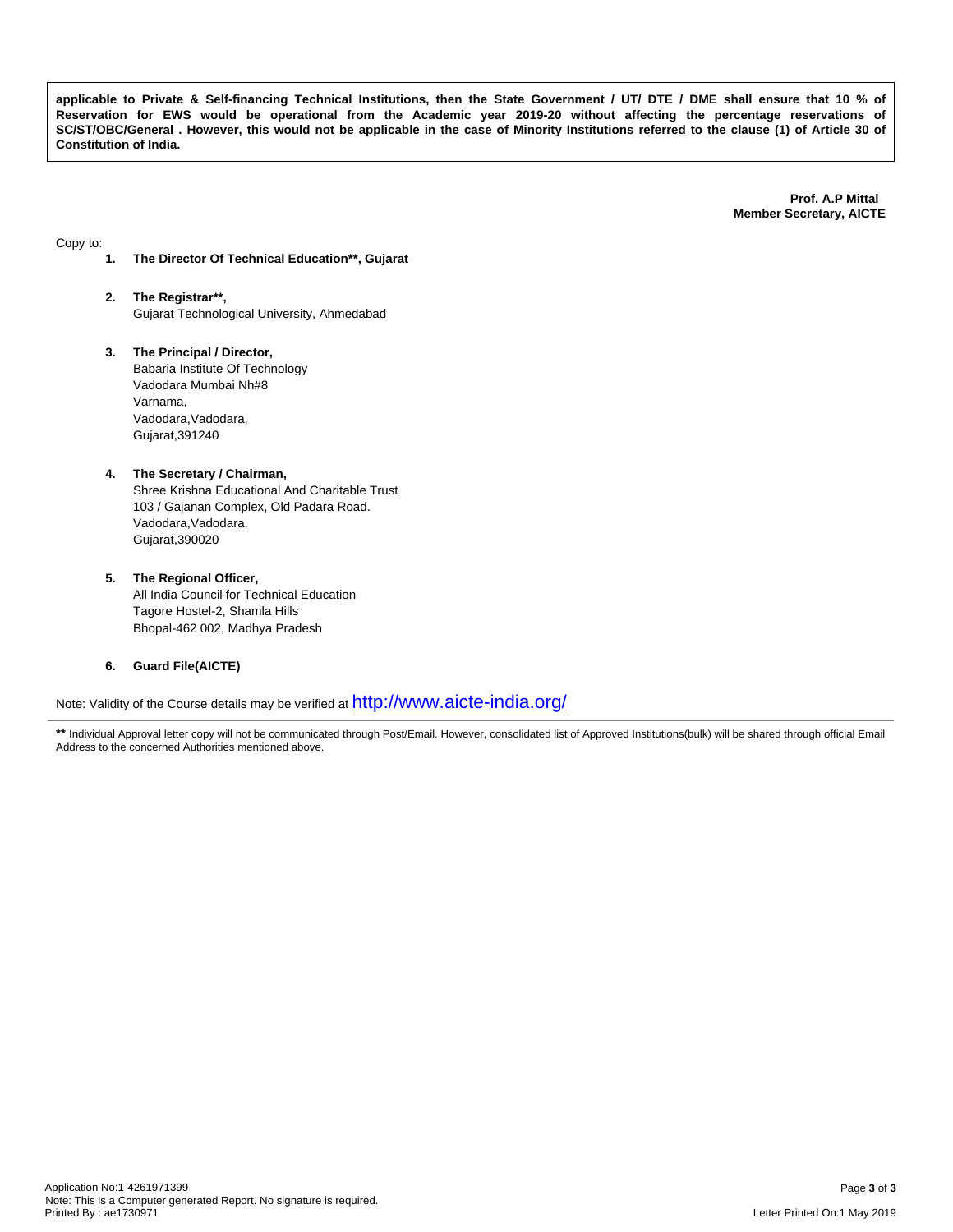**applicable to Private & Self-financing Technical Institutions, then the State Government / UT/ DTE / DME shall ensure that 10 % of Reservation for EWS would be operational from the Academic year 2019-20 without affecting the percentage reservations of SC/ST/OBC/General . However, this would not be applicable in the case of Minority Institutions referred to the clause (1) of Article 30 of Constitution of India.**

**Prof. A.P Mittal**
**Member Secretary, AICTE**

Copy to:

1. **The Director Of Technical Education**, Gujarat**

2. **The Registrar**,**
   Gujarat Technological University, Ahmedabad

3. **The Principal / Director,**
   Babaria Institute Of Technology
   Vadodara Mumbai Nh#8
   Varnama,
   Vadodara,Vadodara,
   Gujarat,391240

4. **The Secretary / Chairman,**
   Shree Krishna Educational And Charitable Trust
   103 / Gajanan Complex, Old Padara Road.
   Vadodara,Vadodara,
   Gujarat,390020

5. **The Regional Officer,**
   All India Council for Technical Education
   Tagore Hostel-2, Shamla Hills
   Bhopal-462 002, Madhya Pradesh

6. **Guard File(AICTE)**

Note: Validity of the Course details may be verified at http://www.aicte-india.org/

**\*\*** Individual Approval letter copy will not be communicated through Post/Email. However, consolidated list of Approved Institutions(bulk) will be shared through official Email Address to the concerned Authorities mentioned above.

Application No:1-4261971399
Note: This is a Computer generated Report. No signature is required.
Printed By : ae1730971

Letter Printed On:1 May 2019